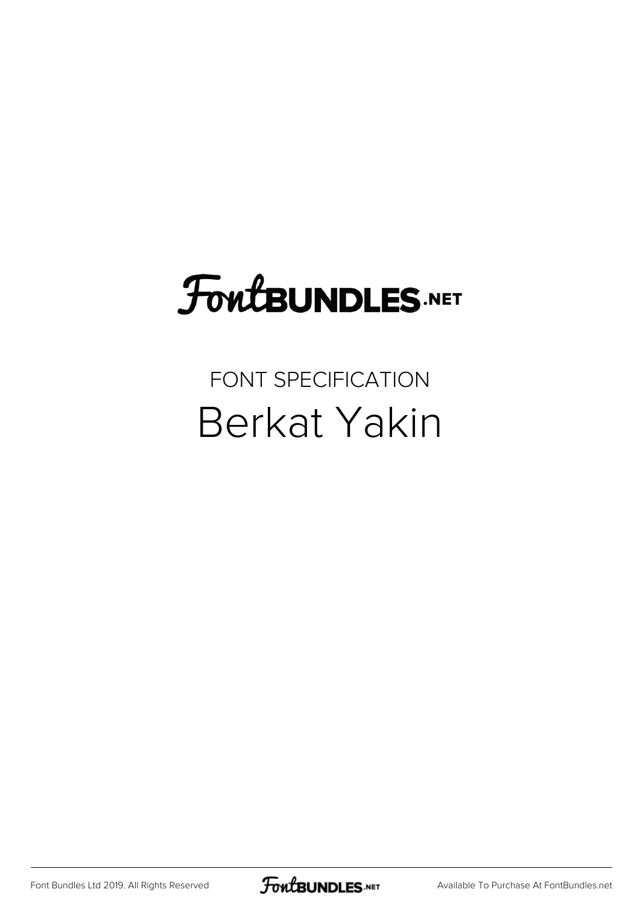# FontBUNDLES.NET

## FONT SPECIFICATION

# Berkat Yakin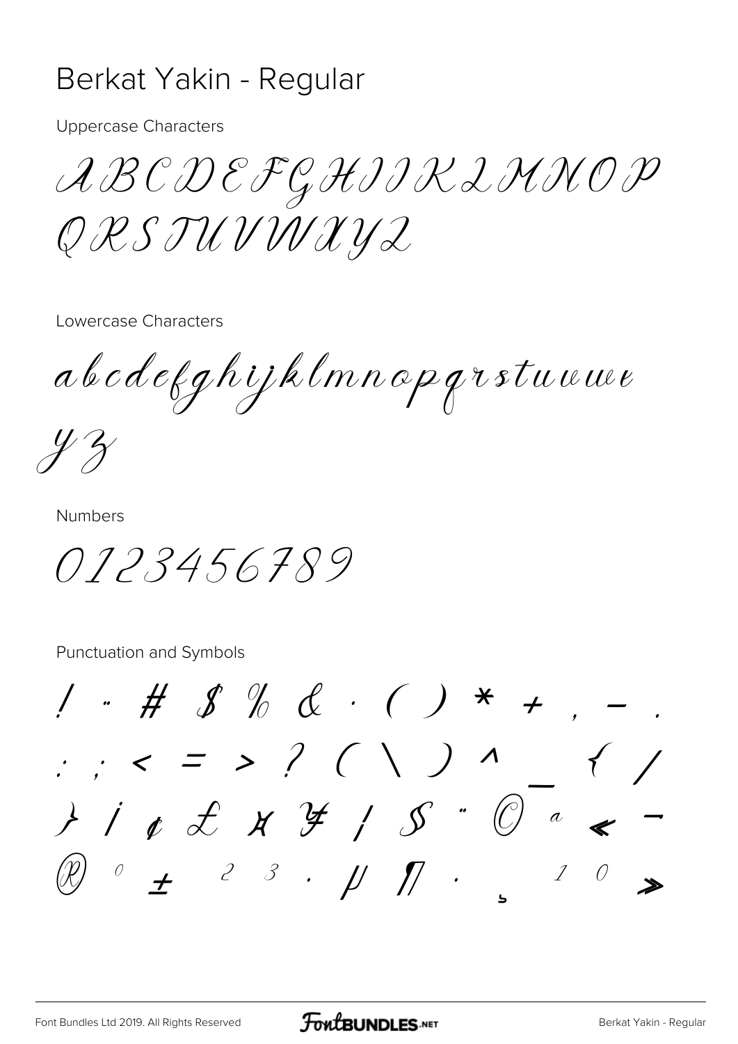# Berkat Yakin - Regular

Uppercase Characters

ABCDEFGHIJKLMNOP
QRSTUVWXYZ

Lowercase Characters

abcdefghijklmnopqrstuvwx
yz

Numbers

0123456789

Punctuation and Symbols

! " # $ % & ' ( ) * + , - .
: ; < = > ? [ \ ] ^ _ { |
} ¡ ¢ £ ¤ ¥ ¦ § ¨ © ª « ¬
® ° ± ² ³ ´ µ ¶ · ¸ ¹ º »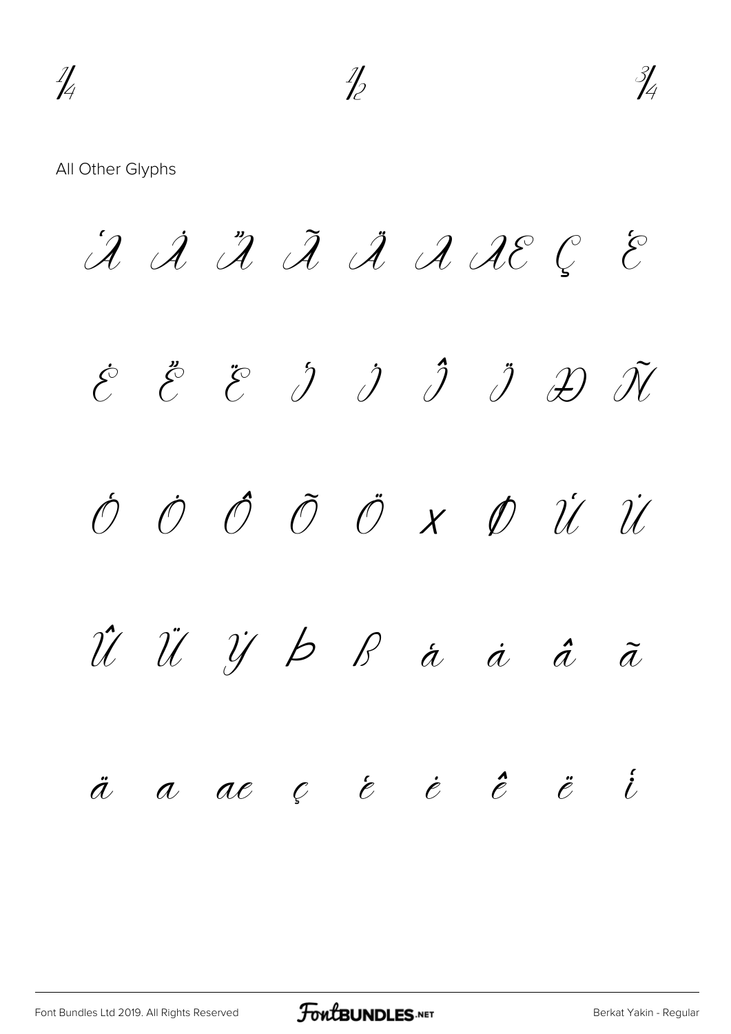¼ ½ ¾

All Other Glyphs

À Á Â Ã Ä Å Æ Ç È

É Ê Ë Ì Í Î Ï Ð Ñ

Ò Ó Ô Õ Ö × Ø Ù Ú

Û Ü Ý Þ ß à á â ã

ä å æ ç è é ê ë ì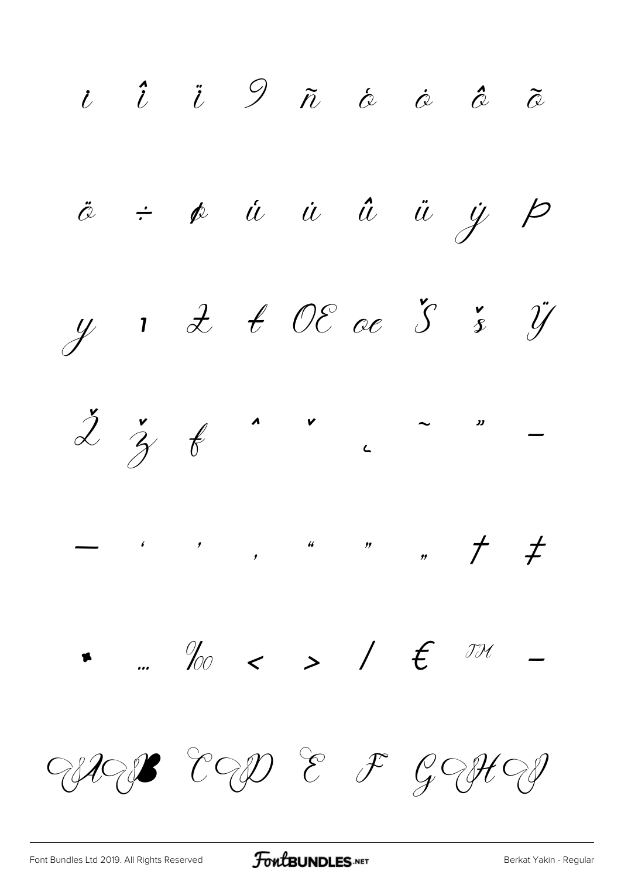ı î ï ð ñ ò ó ô õ

ö ÷ ø ù ú û ü ý þ

ÿ ı Ł ł Œ œ Š š Ÿ

Ž ž ƒ ˆ ˇ ˛ ˜ ˝ –

— ' ' ‚ " " „ † ‡

• … ‰ ‹ › ⁄ € ™ −

A B C D E F G H I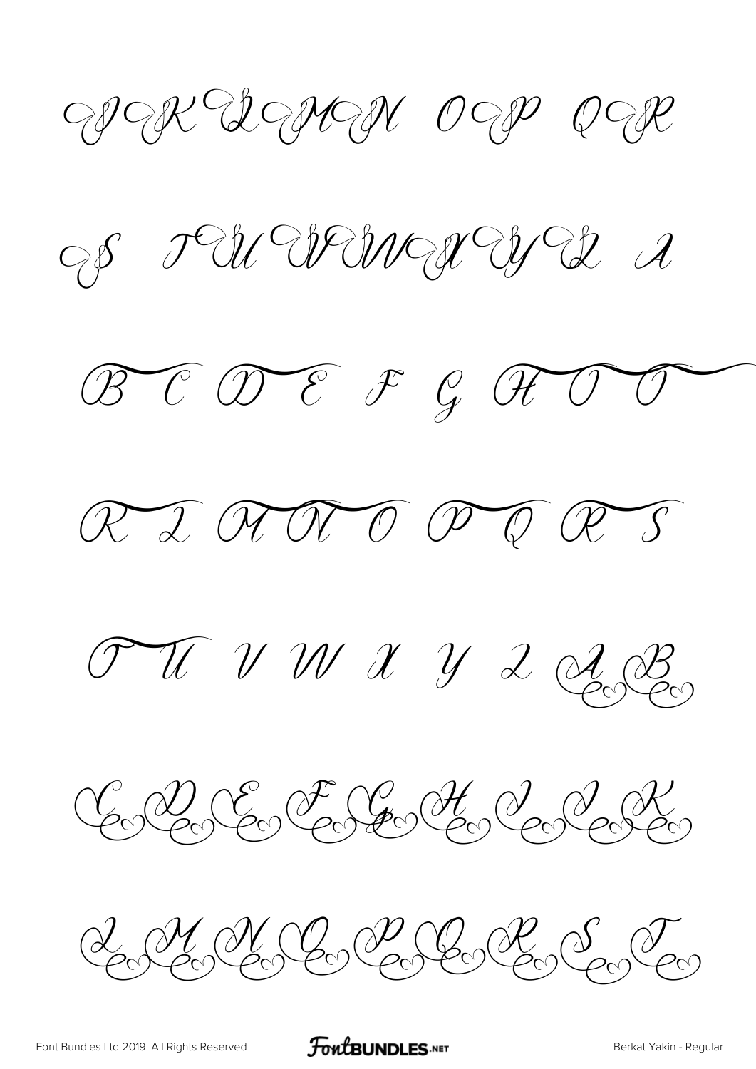J K L M N O P Q R

S T U V W X Y Z A

B C D E F G H I J

K L M N O P Q R S

T U V W X Y Z A B

C D E F G H I J K

L M N O P Q R S T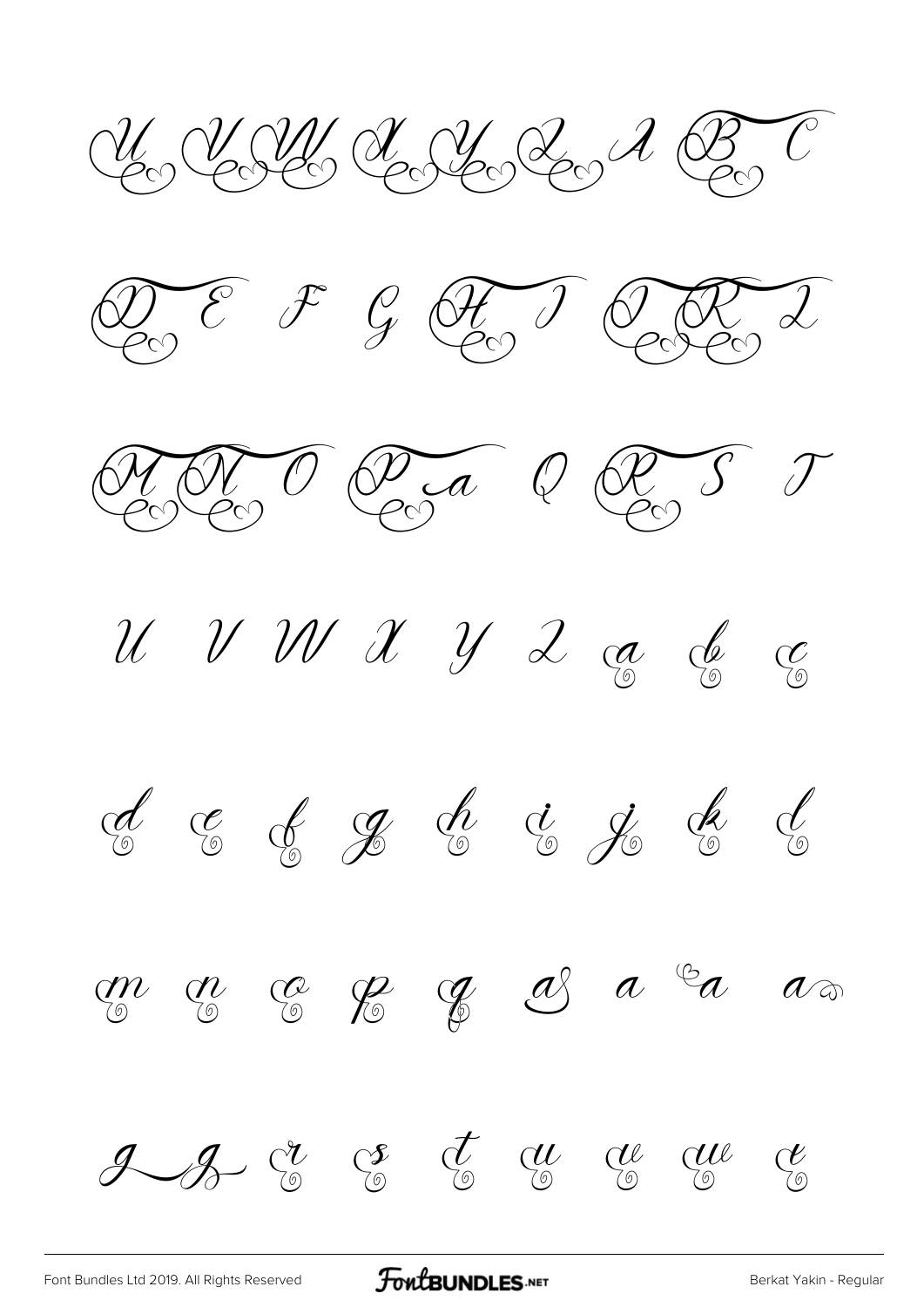U V W X Y Z A B C

D E F G H I J K L

M N O P a Q R S T

U V W X Y Z a b c

d e f g h i j k l

m n o p q a a a a

g g r s t u v w x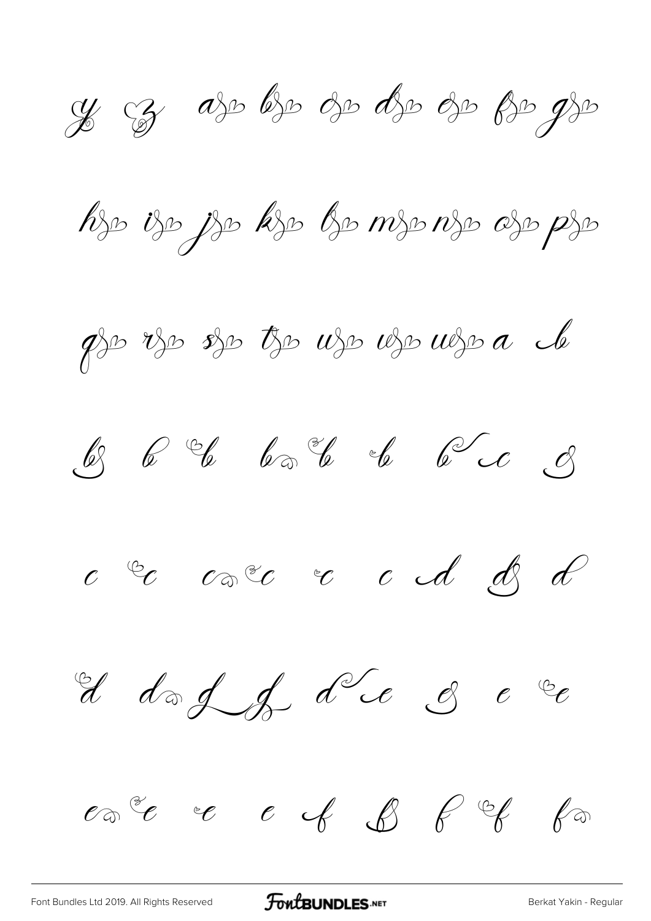y z a b c d e f g

h i j k l m n o p

q r s t u v w a b

b b b b b b c c

c c c c c c d d d

d d d d d e e e

e e e e f f f f f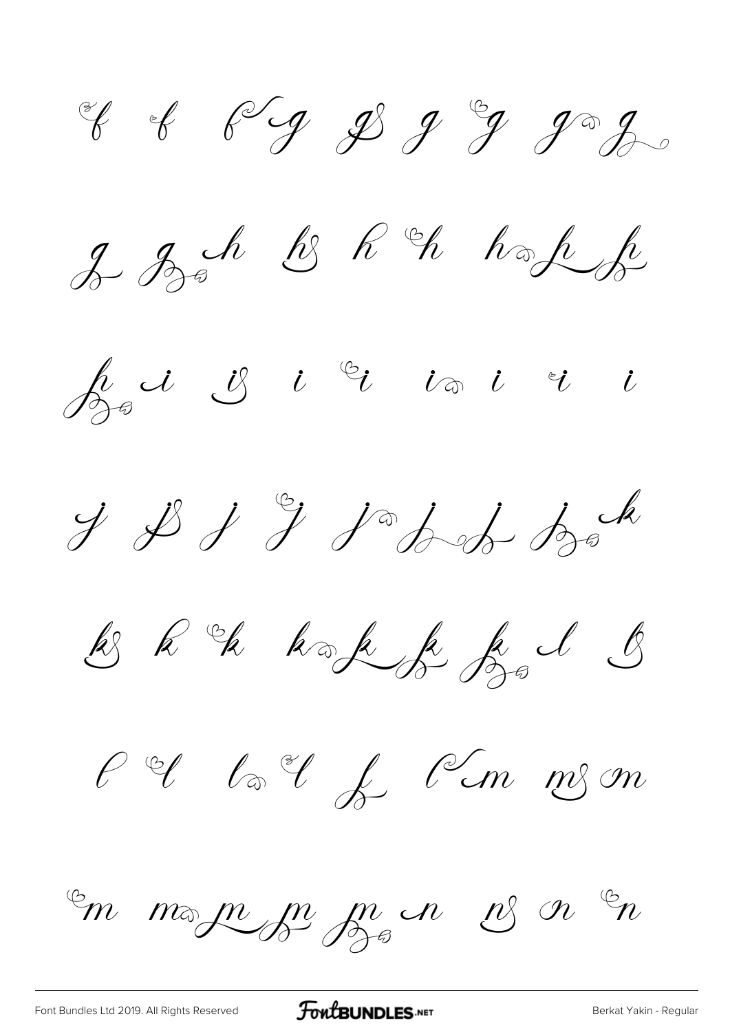f f f g g g g g g

g g h h h h h h h

h i i i i i i i i

j j j j j j j j k

k k k k k k k l l

l l l l l l m m m

m m m m m n n n n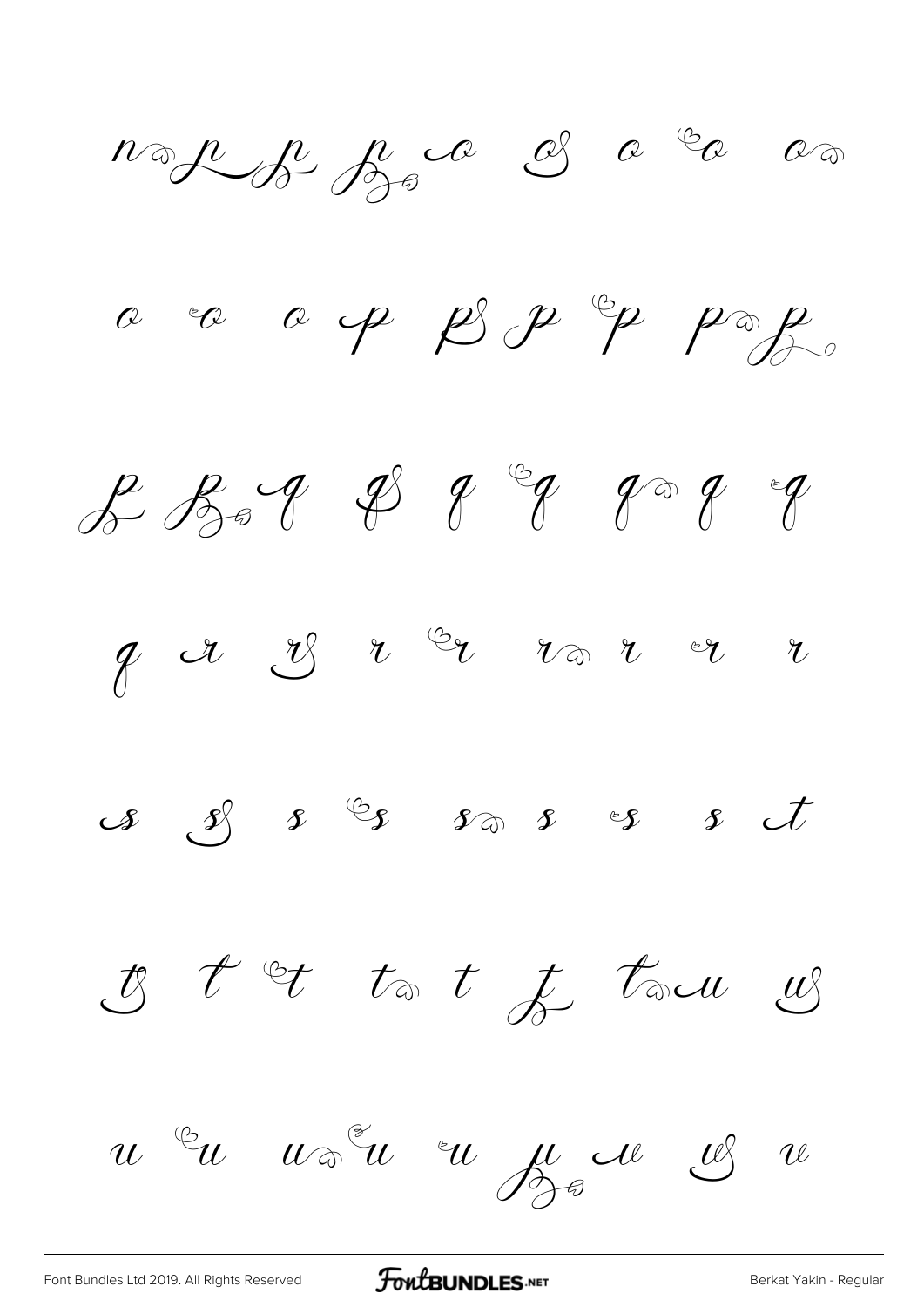n p p p o o o o o

o o o p p p p p p

p p q q q q q q q

q r r r r r r r r

s s s s s s s s t

t t t t t t t u u

u u u u u u u u v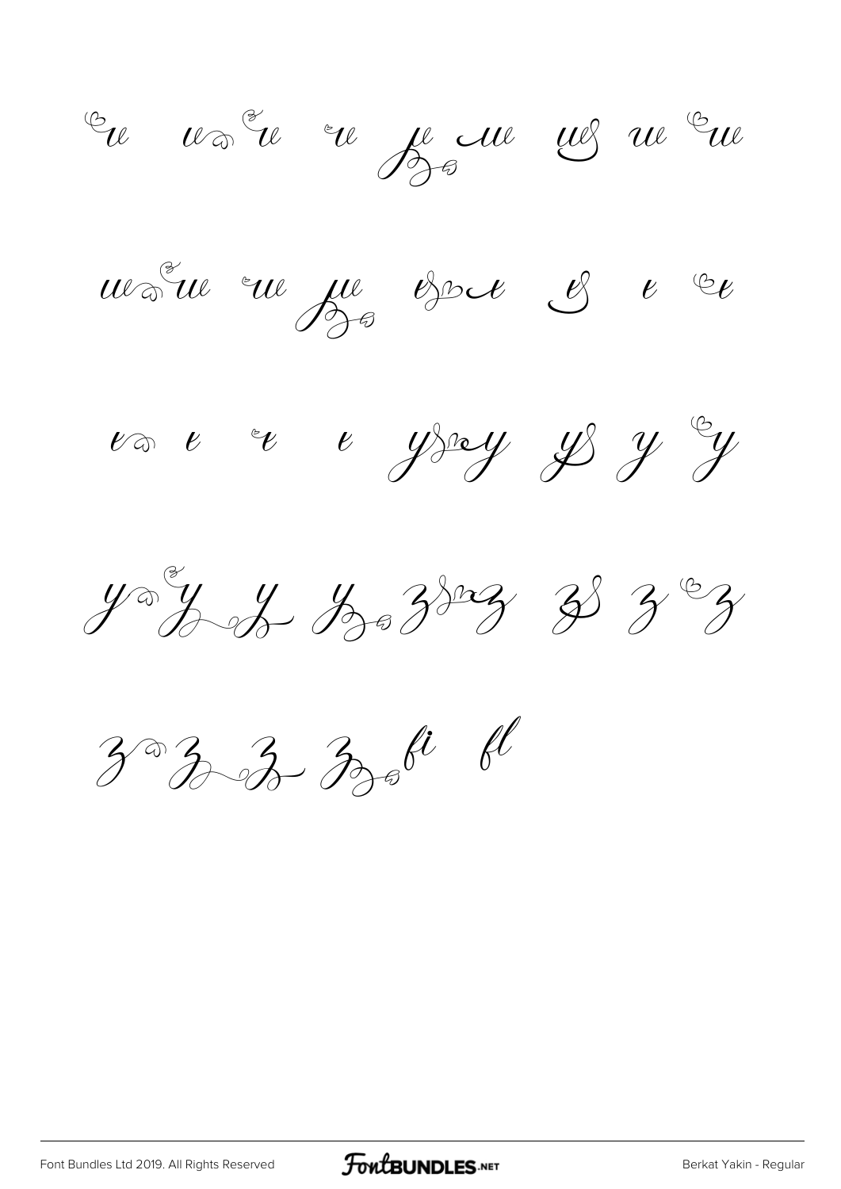u u u u u u u u u

u u u u u u v v v

v v v v y y y y y

y y y y z z z z z

z z z z fi fl